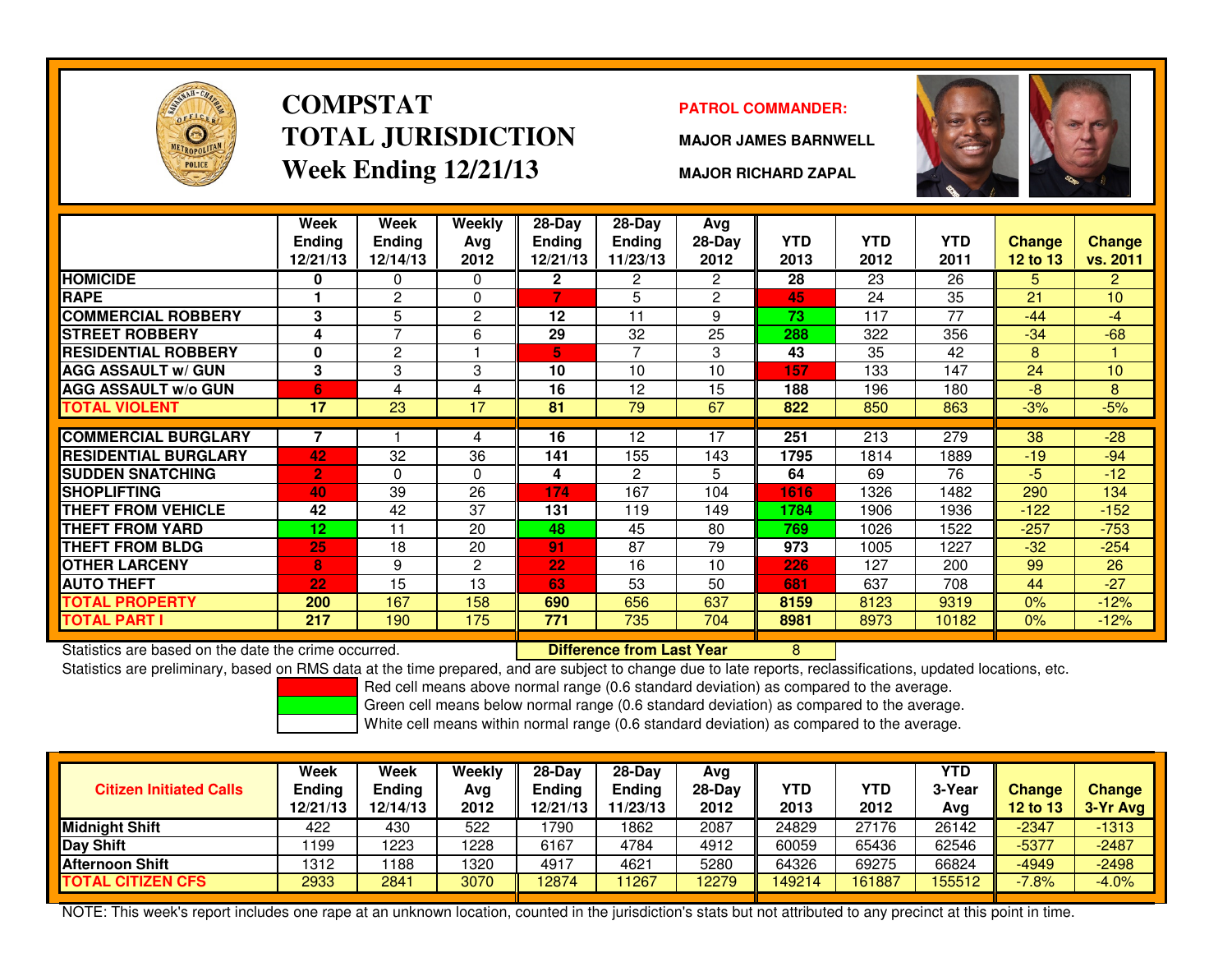# COMPSTAT
# TOTAL JURISDICTION
## Week Ending 12/21/13

**PATROL COMMANDER:**

**MAJOR JAMES BARNWELL**

**MAJOR RICHARD ZAPAL**

| | Week Ending 12/21/13 | Week Ending 12/14/13 | Weekly Avg 2012 | 28-Day Ending 12/21/13 | 28-Day Ending 11/23/13 | Avg 28-Day 2012 | YTD 2013 | YTD 2012 | YTD 2011 | Change 12 to 13 | Change vs. 2011 |
|---|---|---|---|---|---|---|---|---|---|---|---|
| HOMICIDE | 0 | 0 | 0 | 2 | 2 | 2 | 28 | 23 | 26 | 5 | 2 |
| RAPE | 1 | 2 | 0 | 7 | 5 | 2 | 45 | 24 | 35 | 21 | 10 |
| COMMERCIAL ROBBERY | 3 | 5 | 2 | 12 | 11 | 9 | 73 | 117 | 77 | -44 | -4 |
| STREET ROBBERY | 4 | 7 | 6 | 29 | 32 | 25 | 288 | 322 | 356 | -34 | -68 |
| RESIDENTIAL ROBBERY | 0 | 2 | 1 | 5 | 7 | 3 | 43 | 35 | 42 | 8 | 1 |
| AGG ASSAULT w/ GUN | 3 | 3 | 3 | 10 | 10 | 10 | 157 | 133 | 147 | 24 | 10 |
| AGG ASSAULT w/o GUN | 6 | 4 | 4 | 16 | 12 | 15 | 188 | 196 | 180 | -8 | 8 |
| TOTAL VIOLENT | 17 | 23 | 17 | 81 | 79 | 67 | 822 | 850 | 863 | -3% | -5% |
| COMMERCIAL BURGLARY | 7 | 1 | 4 | 16 | 12 | 17 | 251 | 213 | 279 | 38 | -28 |
| RESIDENTIAL BURGLARY | 42 | 32 | 36 | 141 | 155 | 143 | 1795 | 1814 | 1889 | -19 | -94 |
| SUDDEN SNATCHING | 2 | 0 | 0 | 4 | 2 | 5 | 64 | 69 | 76 | -5 | -12 |
| SHOPLIFTING | 40 | 39 | 26 | 174 | 167 | 104 | 1616 | 1326 | 1482 | 290 | 134 |
| THEFT FROM VEHICLE | 42 | 42 | 37 | 131 | 119 | 149 | 1784 | 1906 | 1936 | -122 | -152 |
| THEFT FROM YARD | 12 | 11 | 20 | 48 | 45 | 80 | 769 | 1026 | 1522 | -257 | -753 |
| THEFT FROM BLDG | 25 | 18 | 20 | 91 | 87 | 79 | 973 | 1005 | 1227 | -32 | -254 |
| OTHER LARCENY | 8 | 9 | 2 | 22 | 16 | 10 | 226 | 127 | 200 | 99 | 26 |
| AUTO THEFT | 22 | 15 | 13 | 63 | 53 | 50 | 681 | 637 | 708 | 44 | -27 |
| TOTAL PROPERTY | 200 | 167 | 158 | 690 | 656 | 637 | 8159 | 8123 | 9319 | 0% | -12% |
| TOTAL PART I | 217 | 190 | 175 | 771 | 735 | 704 | 8981 | 8973 | 10182 | 0% | -12% |

Statistics are based on the date the crime occurred.

**Difference from Last Year** 8

Statistics are preliminary, based on RMS data at the time prepared, and are subject to change due to late reports, reclassifications, updated locations, etc.

Red cell means above normal range (0.6 standard deviation) as compared to the average.
Green cell means below normal range (0.6 standard deviation) as compared to the average.
White cell means within normal range (0.6 standard deviation) as compared to the average.

| Citizen Initiated Calls | Week Ending 12/21/13 | Week Ending 12/14/13 | Weekly Avg 2012 | 28-Day Ending 12/21/13 | 28-Day Ending 11/23/13 | Avg 28-Day 2012 | YTD 2013 | YTD 2012 | YTD 3-Year Avg | Change 12 to 13 | Change 3-Yr Avg |
|---|---|---|---|---|---|---|---|---|---|---|---|
| Midnight Shift | 422 | 430 | 522 | 1790 | 1862 | 2087 | 24829 | 27176 | 26142 | -2347 | -1313 |
| Day Shift | 1199 | 1223 | 1228 | 6167 | 4784 | 4912 | 60059 | 65436 | 62546 | -5377 | -2487 |
| Afternoon Shift | 1312 | 1188 | 1320 | 4917 | 4621 | 5280 | 64326 | 69275 | 66824 | -4949 | -2498 |
| TOTAL CITIZEN CFS | 2933 | 2841 | 3070 | 12874 | 11267 | 12279 | 149214 | 161887 | 155512 | -7.8% | -4.0% |

NOTE: This week's report includes one rape at an unknown location, counted in the jurisdiction's stats but not attributed to any precinct at this point in time.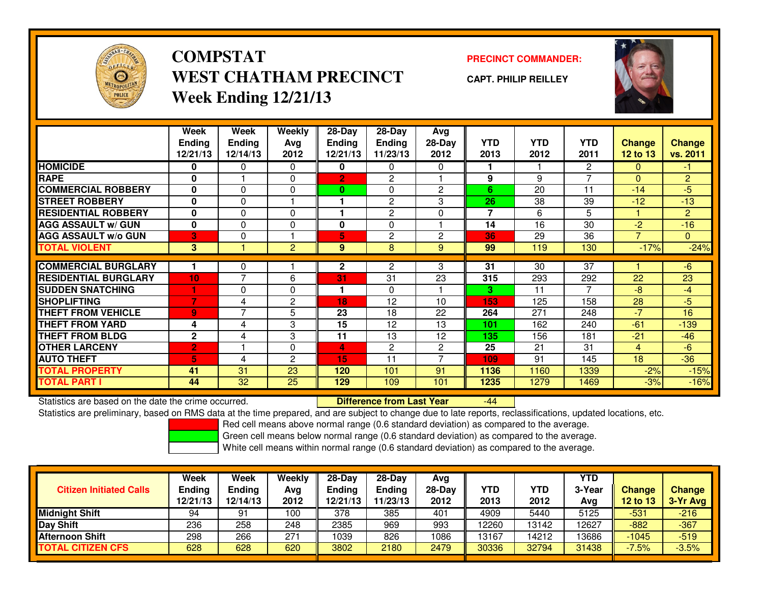# COMPSTAT
# WEST CHATHAM PRECINCT
## Week Ending 12/21/13

**PRECINCT COMMANDER:**

**CAPT. PHILIP REILLEY**

| | Week Ending 12/21/13 | Week Ending 12/14/13 | Weekly Avg 2012 | 28-Day Ending 12/21/13 | 28-Day Ending 11/23/13 | Avg 28-Day 2012 | YTD 2013 | YTD 2012 | YTD 2011 | Change 12 to 13 | Change vs. 2011 |
|---|---|---|---|---|---|---|---|---|---|---|---|
| HOMICIDE | 0 | 0 | 0 | 0 | 0 | 0 | 1 | 1 | 2 | 0 | -1 |
| RAPE | 0 | 1 | 0 | 2 | 2 | 1 | 9 | 9 | 7 | 0 | 2 |
| COMMERCIAL ROBBERY | 0 | 0 | 0 | 0 | 0 | 2 | 6 | 20 | 11 | -14 | -5 |
| STREET ROBBERY | 0 | 0 | 1 | 1 | 2 | 3 | 26 | 38 | 39 | -12 | -13 |
| RESIDENTIAL ROBBERY | 0 | 0 | 0 | 1 | 2 | 0 | 7 | 6 | 5 | 1 | 2 |
| AGG ASSAULT w/ GUN | 0 | 0 | 0 | 0 | 0 | 1 | 14 | 16 | 30 | -2 | -16 |
| AGG ASSAULT w/o GUN | 3 | 0 | 1 | 5 | 2 | 2 | 36 | 29 | 36 | 7 | 0 |
| TOTAL VIOLENT | 3 | 1 | 2 | 9 | 8 | 9 | 99 | 119 | 130 | -17% | -24% |
| COMMERCIAL BURGLARY | 1 | 0 | 1 | 2 | 2 | 3 | 31 | 30 | 37 | 1 | -6 |
| RESIDENTIAL BURGLARY | 10 | 7 | 6 | 31 | 31 | 23 | 315 | 293 | 292 | 22 | 23 |
| SUDDEN SNATCHING | 1 | 0 | 0 | 1 | 0 | 1 | 3 | 11 | 7 | -8 | -4 |
| SHOPLIFTING | 7 | 4 | 2 | 18 | 12 | 10 | 153 | 125 | 158 | 28 | -5 |
| THEFT FROM VEHICLE | 9 | 7 | 5 | 23 | 18 | 22 | 264 | 271 | 248 | -7 | 16 |
| THEFT FROM YARD | 4 | 4 | 3 | 15 | 12 | 13 | 101 | 162 | 240 | -61 | -139 |
| THEFT FROM BLDG | 2 | 4 | 3 | 11 | 13 | 12 | 135 | 156 | 181 | -21 | -46 |
| OTHER LARCENY | 2 | 1 | 0 | 4 | 2 | 2 | 25 | 21 | 31 | 4 | -6 |
| AUTO THEFT | 5 | 4 | 2 | 15 | 11 | 7 | 109 | 91 | 145 | 18 | -36 |
| TOTAL PROPERTY | 41 | 31 | 23 | 120 | 101 | 91 | 1136 | 1160 | 1339 | -2% | -15% |
| TOTAL PART I | 44 | 32 | 25 | 129 | 109 | 101 | 1235 | 1279 | 1469 | -3% | -16% |

Statistics are based on the date the crime occurred. **Difference from Last Year** -44

Statistics are preliminary, based on RMS data at the time prepared, and are subject to change due to late reports, reclassifications, updated locations, etc.

Red cell means above normal range (0.6 standard deviation) as compared to the average.
Green cell means below normal range (0.6 standard deviation) as compared to the average.
White cell means within normal range (0.6 standard deviation) as compared to the average.

| Citizen Initiated Calls | Week Ending 12/21/13 | Week Ending 12/14/13 | Weekly Avg 2012 | 28-Day Ending 12/21/13 | 28-Day Ending 11/23/13 | Avg 28-Day 2012 | YTD 2013 | YTD 2012 | YTD 3-Year Avg | Change 12 to 13 | Change 3-Yr Avg |
|---|---|---|---|---|---|---|---|---|---|---|---|
| Midnight Shift | 94 | 91 | 100 | 378 | 385 | 401 | 4909 | 5440 | 5125 | -531 | -216 |
| Day Shift | 236 | 258 | 248 | 2385 | 969 | 993 | 12260 | 13142 | 12627 | -882 | -367 |
| Afternoon Shift | 298 | 266 | 271 | 1039 | 826 | 1086 | 13167 | 14212 | 13686 | -1045 | -519 |
| TOTAL CITIZEN CFS | 628 | 628 | 620 | 3802 | 2180 | 2479 | 30336 | 32794 | 31438 | -7.5% | -3.5% |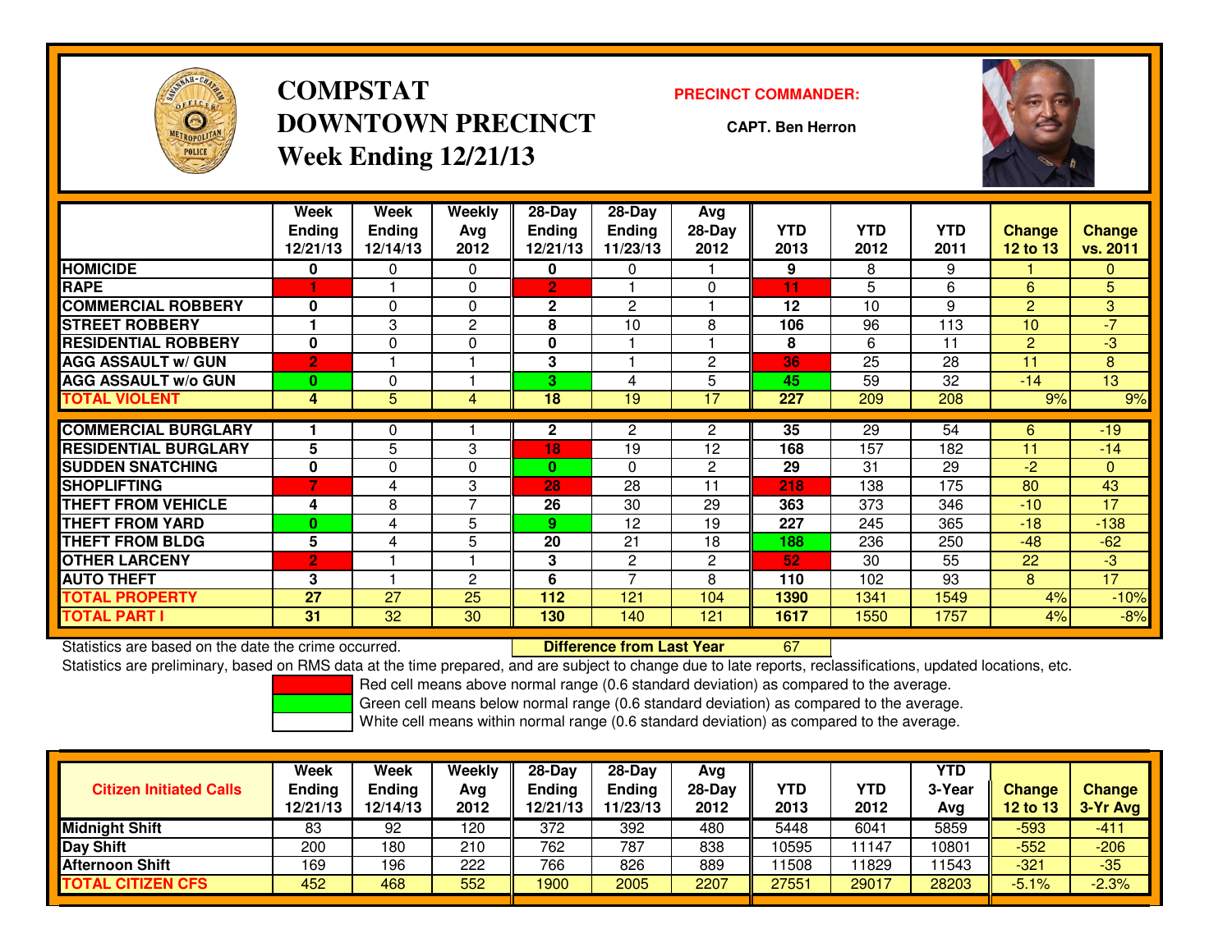# COMPSTAT
# DOWNTOWN PRECINCT
## Week Ending 12/21/13

**PRECINCT COMMANDER:**

**CAPT. Ben Herron**

| | Week Ending 12/21/13 | Week Ending 12/14/13 | Weekly Avg 2012 | 28-Day Ending 12/21/13 | 28-Day Ending 11/23/13 | Avg 28-Day 2012 | YTD 2013 | YTD 2012 | YTD 2011 | Change 12 to 13 | Change vs. 2011 |
|---|---|---|---|---|---|---|---|---|---|---|---|
| HOMICIDE | 0 | 0 | 0 | 0 | 0 | 1 | 9 | 8 | 9 | 1 | 0 |
| RAPE | 1 | 1 | 0 | 2 | 1 | 0 | 11 | 5 | 6 | 6 | 5 |
| COMMERCIAL ROBBERY | 0 | 0 | 0 | 2 | 2 | 1 | 12 | 10 | 9 | 2 | 3 |
| STREET ROBBERY | 1 | 3 | 2 | 8 | 10 | 8 | 106 | 96 | 113 | 10 | -7 |
| RESIDENTIAL ROBBERY | 0 | 0 | 0 | 0 | 1 | 1 | 8 | 6 | 11 | 2 | -3 |
| AGG ASSAULT w/ GUN | 2 | 1 | 1 | 3 | 1 | 2 | 36 | 25 | 28 | 11 | 8 |
| AGG ASSAULT w/o GUN | 0 | 0 | 1 | 3 | 4 | 5 | 45 | 59 | 32 | -14 | 13 |
| TOTAL VIOLENT | 4 | 5 | 4 | 18 | 19 | 17 | 227 | 209 | 208 | 9% | 9% |
| COMMERCIAL BURGLARY | 1 | 0 | 1 | 2 | 2 | 2 | 35 | 29 | 54 | 6 | -19 |
| RESIDENTIAL BURGLARY | 5 | 5 | 3 | 18 | 19 | 12 | 168 | 157 | 182 | 11 | -14 |
| SUDDEN SNATCHING | 0 | 0 | 0 | 0 | 0 | 2 | 29 | 31 | 29 | -2 | 0 |
| SHOPLIFTING | 7 | 4 | 3 | 28 | 28 | 11 | 218 | 138 | 175 | 80 | 43 |
| THEFT FROM VEHICLE | 4 | 8 | 7 | 26 | 30 | 29 | 363 | 373 | 346 | -10 | 17 |
| THEFT FROM YARD | 0 | 4 | 5 | 9 | 12 | 19 | 227 | 245 | 365 | -18 | -138 |
| THEFT FROM BLDG | 5 | 4 | 5 | 20 | 21 | 18 | 188 | 236 | 250 | -48 | -62 |
| OTHER LARCENY | 2 | 1 | 1 | 3 | 2 | 2 | 52 | 30 | 55 | 22 | -3 |
| AUTO THEFT | 3 | 1 | 2 | 6 | 7 | 8 | 110 | 102 | 93 | 8 | 17 |
| TOTAL PROPERTY | 27 | 27 | 25 | 112 | 121 | 104 | 1390 | 1341 | 1549 | 4% | -10% |
| TOTAL PART I | 31 | 32 | 30 | 130 | 140 | 121 | 1617 | 1550 | 1757 | 4% | -8% |

Statistics are based on the date the crime occurred. **Difference from Last Year** 67

Statistics are preliminary, based on RMS data at the time prepared, and are subject to change due to late reports, reclassifications, updated locations, etc.

Red cell means above normal range (0.6 standard deviation) as compared to the average.
Green cell means below normal range (0.6 standard deviation) as compared to the average.
White cell means within normal range (0.6 standard deviation) as compared to the average.

| Citizen Initiated Calls | Week Ending 12/21/13 | Week Ending 12/14/13 | Weekly Avg 2012 | 28-Day Ending 12/21/13 | 28-Day Ending 11/23/13 | Avg 28-Day 2012 | YTD 2013 | YTD 2012 | YTD 3-Year Avg | Change 12 to 13 | Change 3-Yr Avg |
|---|---|---|---|---|---|---|---|---|---|---|---|
| Midnight Shift | 83 | 92 | 120 | 372 | 392 | 480 | 5448 | 6041 | 5859 | -593 | -411 |
| Day Shift | 200 | 180 | 210 | 762 | 787 | 838 | 10595 | 11147 | 10801 | -552 | -206 |
| Afternoon Shift | 169 | 196 | 222 | 766 | 826 | 889 | 11508 | 11829 | 11543 | -321 | -35 |
| TOTAL CITIZEN CFS | 452 | 468 | 552 | 1900 | 2005 | 2207 | 27551 | 29017 | 28203 | -5.1% | -2.3% |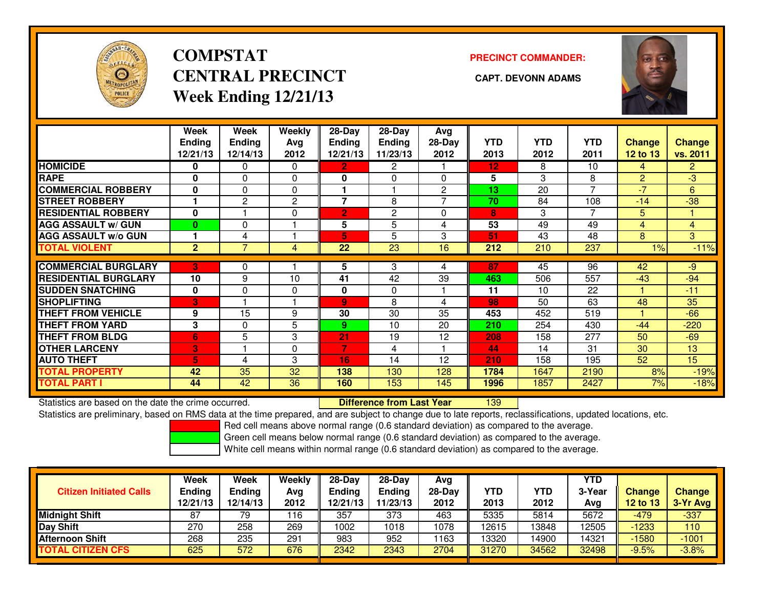# COMPSTAT
# CENTRAL PRECINCT
## Week Ending 12/21/13

**PRECINCT COMMANDER:**

**CAPT. DEVONN ADAMS**

| | Week Ending 12/21/13 | Week Ending 12/14/13 | Weekly Avg 2012 | 28-Day Ending 12/21/13 | 28-Day Ending 11/23/13 | Avg 28-Day 2012 | YTD 2013 | YTD 2012 | YTD 2011 | Change 12 to 13 | Change vs. 2011 |
|---|---|---|---|---|---|---|---|---|---|---|---|
| **HOMICIDE** | 0 | 0 | 0 | 2 | 2 | 1 | 12 | 8 | 10 | 4 | 2 |
| **RAPE** | 0 | 0 | 0 | 0 | 0 | 0 | 5 | 3 | 8 | 2 | -3 |
| **COMMERCIAL ROBBERY** | 0 | 0 | 0 | 1 | 1 | 2 | 13 | 20 | 7 | -7 | 6 |
| **STREET ROBBERY** | 1 | 2 | 2 | 7 | 8 | 7 | 70 | 84 | 108 | -14 | -38 |
| **RESIDENTIAL ROBBERY** | 0 | 1 | 0 | 2 | 2 | 0 | 8 | 3 | 7 | 5 | 1 |
| **AGG ASSAULT w/ GUN** | 0 | 0 | 1 | 5 | 5 | 4 | 53 | 49 | 49 | 4 | 4 |
| **AGG ASSAULT w/o GUN** | 1 | 4 | 1 | 5 | 5 | 3 | 51 | 43 | 48 | 8 | 3 |
| **TOTAL VIOLENT** | 2 | 7 | 4 | 22 | 23 | 16 | 212 | 210 | 237 | 1% | -11% |
| **COMMERCIAL BURGLARY** | 3 | 0 | 1 | 5 | 3 | 4 | 87 | 45 | 96 | 42 | -9 |
| **RESIDENTIAL BURGLARY** | 10 | 9 | 10 | 41 | 42 | 39 | 463 | 506 | 557 | -43 | -94 |
| **SUDDEN SNATCHING** | 0 | 0 | 0 | 0 | 0 | 1 | 11 | 10 | 22 | 1 | -11 |
| **SHOPLIFTING** | 3 | 1 | 1 | 9 | 8 | 4 | 98 | 50 | 63 | 48 | 35 |
| **THEFT FROM VEHICLE** | 9 | 15 | 9 | 30 | 30 | 35 | 453 | 452 | 519 | 1 | -66 |
| **THEFT FROM YARD** | 3 | 0 | 5 | 9 | 10 | 20 | 210 | 254 | 430 | -44 | -220 |
| **THEFT FROM BLDG** | 6 | 5 | 3 | 21 | 19 | 12 | 208 | 158 | 277 | 50 | -69 |
| **OTHER LARCENY** | 3 | 1 | 0 | 7 | 4 | 1 | 44 | 14 | 31 | 30 | 13 |
| **AUTO THEFT** | 5 | 4 | 3 | 16 | 14 | 12 | 210 | 158 | 195 | 52 | 15 |
| **TOTAL PROPERTY** | 42 | 35 | 32 | 138 | 130 | 128 | 1784 | 1647 | 2190 | 8% | -19% |
| **TOTAL PART I** | 44 | 42 | 36 | 160 | 153 | 145 | 1996 | 1857 | 2427 | 7% | -18% |

Statistics are based on the date the crime occurred. **Difference from Last Year** 139

Statistics are preliminary, based on RMS data at the time prepared, and are subject to change due to late reports, reclassifications, updated locations, etc.

Red cell means above normal range (0.6 standard deviation) as compared to the average.
Green cell means below normal range (0.6 standard deviation) as compared to the average.
White cell means within normal range (0.6 standard deviation) as compared to the average.

| Citizen Initiated Calls | Week Ending 12/21/13 | Week Ending 12/14/13 | Weekly Avg 2012 | 28-Day Ending 12/21/13 | 28-Day Ending 11/23/13 | Avg 28-Day 2012 | YTD 2013 | YTD 2012 | YTD 3-Year Avg | Change 12 to 13 | Change 3-Yr Avg |
|---|---|---|---|---|---|---|---|---|---|---|---|
| **Midnight Shift** | 87 | 79 | 116 | 357 | 373 | 463 | 5335 | 5814 | 5672 | -479 | -337 |
| **Day Shift** | 270 | 258 | 269 | 1002 | 1018 | 1078 | 12615 | 13848 | 12505 | -1233 | 110 |
| **Afternoon Shift** | 268 | 235 | 291 | 983 | 952 | 1163 | 13320 | 14900 | 14321 | -1580 | -1001 |
| **TOTAL CITIZEN CFS** | 625 | 572 | 676 | 2342 | 2343 | 2704 | 31270 | 34562 | 32498 | -9.5% | -3.8% |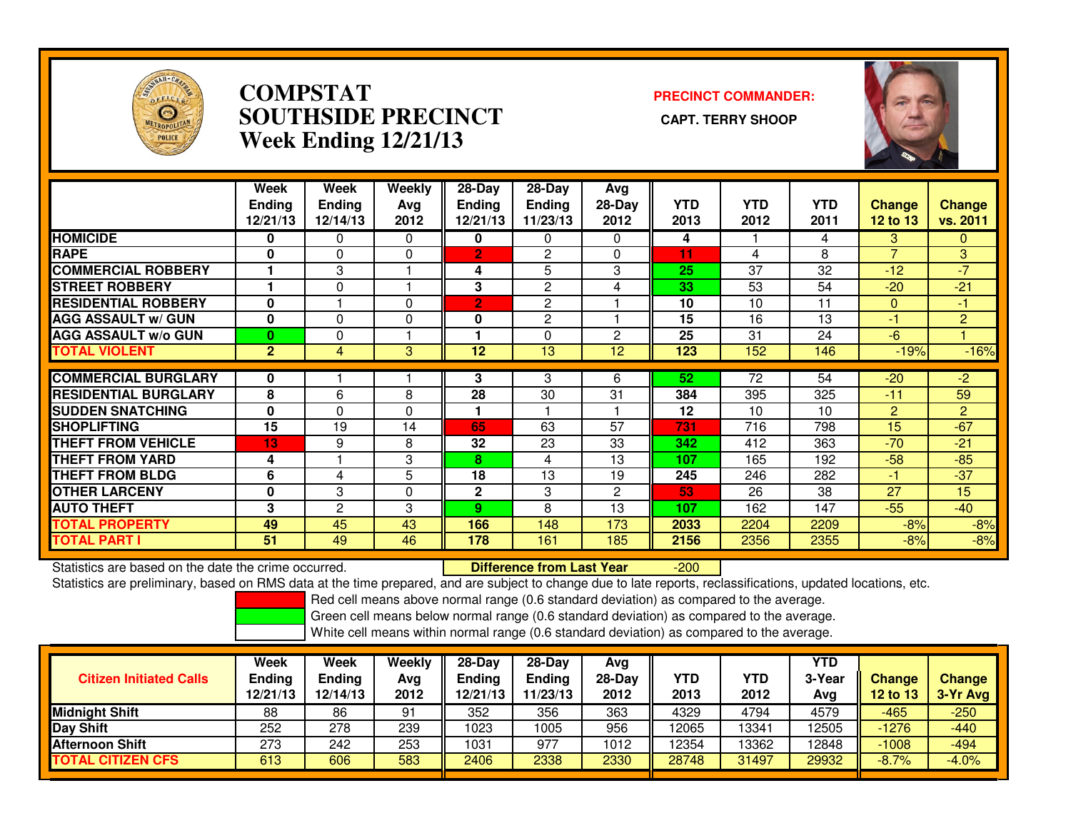# COMPSTAT
# SOUTHSIDE PRECINCT
## Week Ending 12/21/13

**PRECINCT COMMANDER:**

**CAPT. TERRY SHOOP**

| | Week Ending 12/21/13 | Week Ending 12/14/13 | Weekly Avg 2012 | 28-Day Ending 12/21/13 | 28-Day Ending 11/23/13 | Avg 28-Day 2012 | YTD 2013 | YTD 2012 | YTD 2011 | Change 12 to 13 | Change vs. 2011 |
|---|---|---|---|---|---|---|---|---|---|---|---|
| HOMICIDE | 0 | 0 | 0 | 0 | 0 | 0 | 4 | 1 | 4 | 3 | 0 |
| RAPE | 0 | 0 | 0 | 2 | 2 | 0 | 11 | 4 | 8 | 7 | 3 |
| COMMERCIAL ROBBERY | 1 | 3 | 1 | 4 | 5 | 3 | 25 | 37 | 32 | -12 | -7 |
| STREET ROBBERY | 1 | 0 | 1 | 3 | 2 | 4 | 33 | 53 | 54 | -20 | -21 |
| RESIDENTIAL ROBBERY | 0 | 1 | 0 | 2 | 2 | 1 | 10 | 10 | 11 | 0 | -1 |
| AGG ASSAULT w/ GUN | 0 | 0 | 0 | 0 | 2 | 1 | 15 | 16 | 13 | -1 | 2 |
| AGG ASSAULT w/o GUN | 0 | 0 | 1 | 1 | 0 | 2 | 25 | 31 | 24 | -6 | 1 |
| TOTAL VIOLENT | 2 | 4 | 3 | 12 | 13 | 12 | 123 | 152 | 146 | -19% | -16% |
| COMMERCIAL BURGLARY | 0 | 1 | 1 | 3 | 3 | 6 | 52 | 72 | 54 | -20 | -2 |
| RESIDENTIAL BURGLARY | 8 | 6 | 8 | 28 | 30 | 31 | 384 | 395 | 325 | -11 | 59 |
| SUDDEN SNATCHING | 0 | 0 | 0 | 1 | 1 | 1 | 12 | 10 | 10 | 2 | 2 |
| SHOPLIFTING | 15 | 19 | 14 | 65 | 63 | 57 | 731 | 716 | 798 | 15 | -67 |
| THEFT FROM VEHICLE | 13 | 9 | 8 | 32 | 23 | 33 | 342 | 412 | 363 | -70 | -21 |
| THEFT FROM YARD | 4 | 1 | 3 | 8 | 4 | 13 | 107 | 165 | 192 | -58 | -85 |
| THEFT FROM BLDG | 6 | 4 | 5 | 18 | 13 | 19 | 245 | 246 | 282 | -1 | -37 |
| OTHER LARCENY | 0 | 3 | 0 | 2 | 3 | 2 | 53 | 26 | 38 | 27 | 15 |
| AUTO THEFT | 3 | 2 | 3 | 9 | 8 | 13 | 107 | 162 | 147 | -55 | -40 |
| TOTAL PROPERTY | 49 | 45 | 43 | 166 | 148 | 173 | 2033 | 2204 | 2209 | -8% | -8% |
| TOTAL PART I | 51 | 49 | 46 | 178 | 161 | 185 | 2156 | 2356 | 2355 | -8% | -8% |

Statistics are based on the date the crime occurred. **Difference from Last Year** -200

Statistics are preliminary, based on RMS data at the time prepared, and are subject to change due to late reports, reclassifications, updated locations, etc.

Red cell means above normal range (0.6 standard deviation) as compared to the average.
Green cell means below normal range (0.6 standard deviation) as compared to the average.
White cell means within normal range (0.6 standard deviation) as compared to the average.

| Citizen Initiated Calls | Week Ending 12/21/13 | Week Ending 12/14/13 | Weekly Avg 2012 | 28-Day Ending 12/21/13 | 28-Day Ending 11/23/13 | Avg 28-Day 2012 | YTD 2013 | YTD 2012 | YTD 3-Year Avg | Change 12 to 13 | Change 3-Yr Avg |
|---|---|---|---|---|---|---|---|---|---|---|---|
| Midnight Shift | 88 | 86 | 91 | 352 | 356 | 363 | 4329 | 4794 | 4579 | -465 | -250 |
| Day Shift | 252 | 278 | 239 | 1023 | 1005 | 956 | 12065 | 13341 | 12505 | -1276 | -440 |
| Afternoon Shift | 273 | 242 | 253 | 1031 | 977 | 1012 | 12354 | 13362 | 12848 | -1008 | -494 |
| TOTAL CITIZEN CFS | 613 | 606 | 583 | 2406 | 2338 | 2330 | 28748 | 31497 | 29932 | -8.7% | -4.0% |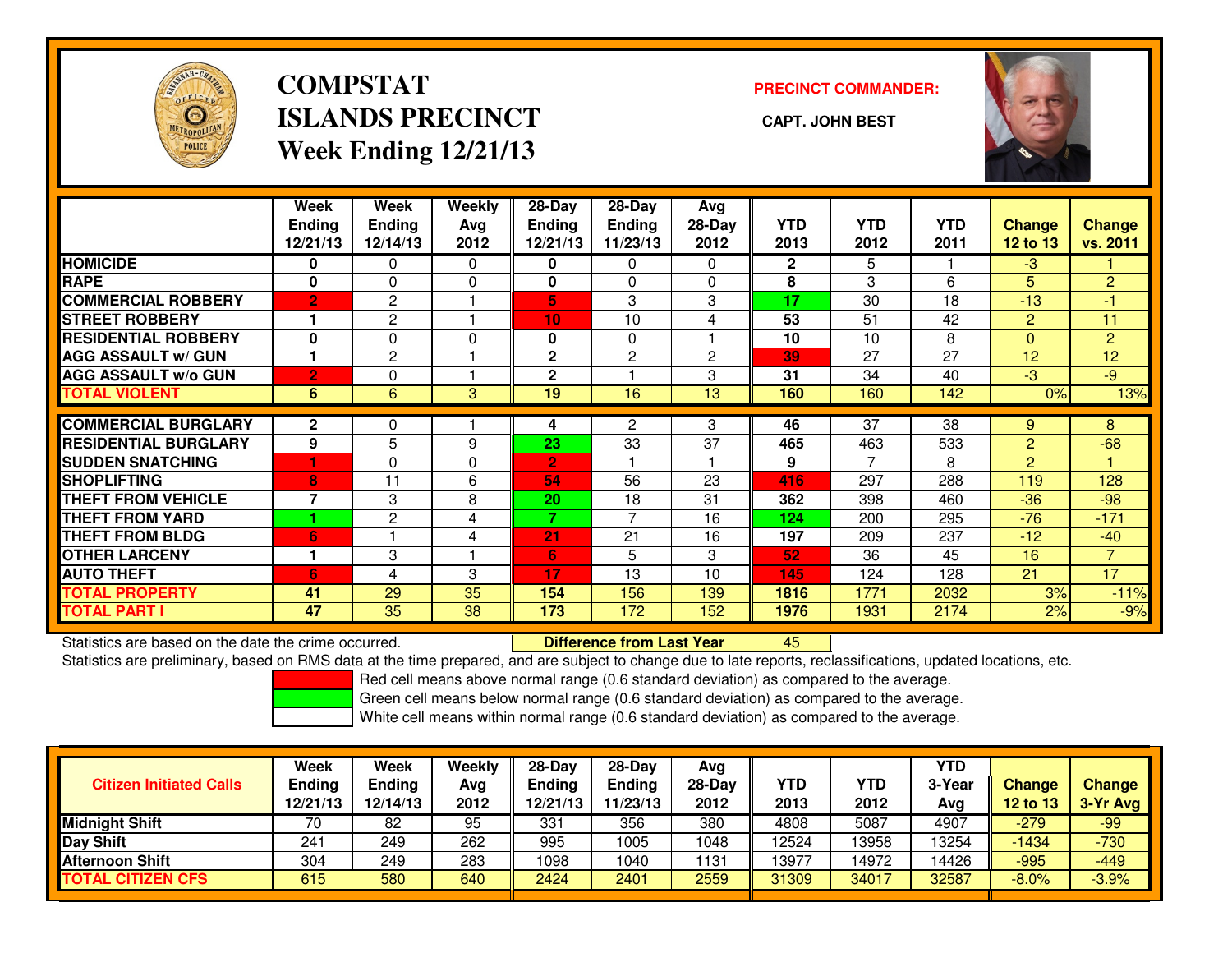# COMPSTAT
# ISLANDS PRECINCT
# Week Ending 12/21/13

**PRECINCT COMMANDER:**

**CAPT. JOHN BEST**

| | Week Ending 12/21/13 | Week Ending 12/14/13 | Weekly Avg 2012 | 28-Day Ending 12/21/13 | 28-Day Ending 11/23/13 | Avg 28-Day 2012 | YTD 2013 | YTD 2012 | YTD 2011 | Change 12 to 13 | Change vs. 2011 |
|---|---|---|---|---|---|---|---|---|---|---|---|
| HOMICIDE | 0 | 0 | 0 | 0 | 0 | 0 | 2 | 5 | 1 | -3 | 1 |
| RAPE | 0 | 0 | 0 | 0 | 0 | 0 | 8 | 3 | 6 | 5 | 2 |
| COMMERCIAL ROBBERY | 2 | 2 | 1 | 5 | 3 | 3 | 17 | 30 | 18 | -13 | -1 |
| STREET ROBBERY | 1 | 2 | 1 | 10 | 10 | 4 | 53 | 51 | 42 | 2 | 11 |
| RESIDENTIAL ROBBERY | 0 | 0 | 0 | 0 | 0 | 1 | 10 | 10 | 8 | 0 | 2 |
| AGG ASSAULT w/ GUN | 1 | 2 | 1 | 2 | 2 | 2 | 39 | 27 | 27 | 12 | 12 |
| AGG ASSAULT w/o GUN | 2 | 0 | 1 | 2 | 1 | 3 | 31 | 34 | 40 | -3 | -9 |
| TOTAL VIOLENT | 6 | 6 | 3 | 19 | 16 | 13 | 160 | 160 | 142 | 0% | 13% |
| COMMERCIAL BURGLARY | 2 | 0 | 1 | 4 | 2 | 3 | 46 | 37 | 38 | 9 | 8 |
| RESIDENTIAL BURGLARY | 9 | 5 | 9 | 23 | 33 | 37 | 465 | 463 | 533 | 2 | -68 |
| SUDDEN SNATCHING | 1 | 0 | 0 | 2 | 1 | 1 | 9 | 7 | 8 | 2 | 1 |
| SHOPLIFTING | 8 | 11 | 6 | 54 | 56 | 23 | 416 | 297 | 288 | 119 | 128 |
| THEFT FROM VEHICLE | 7 | 3 | 8 | 20 | 18 | 31 | 362 | 398 | 460 | -36 | -98 |
| THEFT FROM YARD | 1 | 2 | 4 | 7 | 7 | 16 | 124 | 200 | 295 | -76 | -171 |
| THEFT FROM BLDG | 6 | 1 | 4 | 21 | 21 | 16 | 197 | 209 | 237 | -12 | -40 |
| OTHER LARCENY | 1 | 3 | 1 | 6 | 5 | 3 | 52 | 36 | 45 | 16 | 7 |
| AUTO THEFT | 6 | 4 | 3 | 17 | 13 | 10 | 145 | 124 | 128 | 21 | 17 |
| TOTAL PROPERTY | 41 | 29 | 35 | 154 | 156 | 139 | 1816 | 1771 | 2032 | 3% | -11% |
| TOTAL PART I | 47 | 35 | 38 | 173 | 172 | 152 | 1976 | 1931 | 2174 | 2% | -9% |

Statistics are based on the date the crime occurred. **Difference from Last Year** 45

Statistics are preliminary, based on RMS data at the time prepared, and are subject to change due to late reports, reclassifications, updated locations, etc.

Red cell means above normal range (0.6 standard deviation) as compared to the average.

Green cell means below normal range (0.6 standard deviation) as compared to the average.

White cell means within normal range (0.6 standard deviation) as compared to the average.

| Citizen Initiated Calls | Week Ending 12/21/13 | Week Ending 12/14/13 | Weekly Avg 2012 | 28-Day Ending 12/21/13 | 28-Day Ending 11/23/13 | Avg 28-Day 2012 | YTD 2013 | YTD 2012 | YTD 3-Year Avg | Change 12 to 13 | Change 3-Yr Avg |
|---|---|---|---|---|---|---|---|---|---|---|---|
| Midnight Shift | 70 | 82 | 95 | 331 | 356 | 380 | 4808 | 5087 | 4907 | -279 | -99 |
| Day Shift | 241 | 249 | 262 | 995 | 1005 | 1048 | 12524 | 13958 | 13254 | -1434 | -730 |
| Afternoon Shift | 304 | 249 | 283 | 1098 | 1040 | 1131 | 13977 | 14972 | 14426 | -995 | -449 |
| TOTAL CITIZEN CFS | 615 | 580 | 640 | 2424 | 2401 | 2559 | 31309 | 34017 | 32587 | -8.0% | -3.9% |